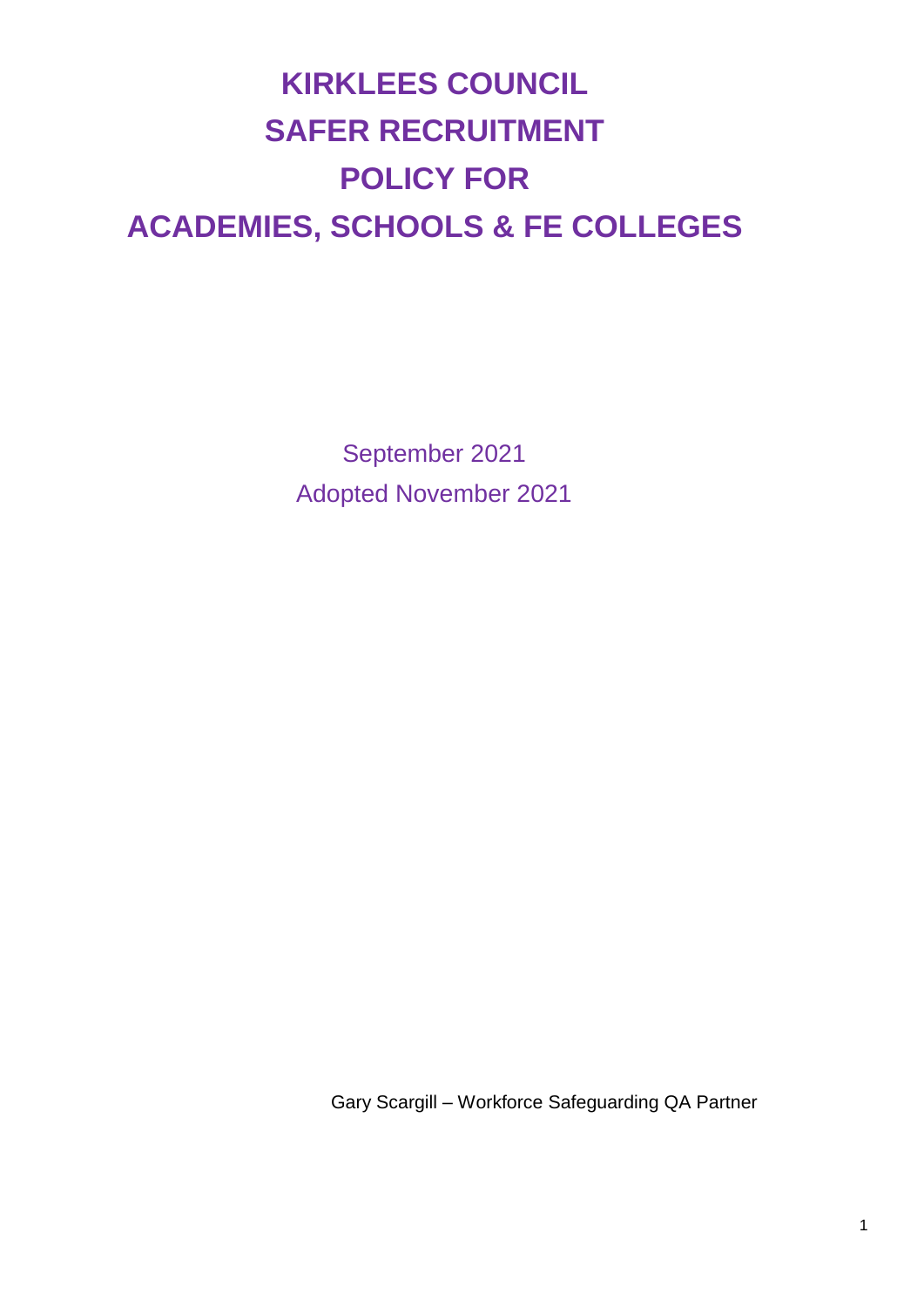# KIRKLEES COUNCIL
# SAFER RECRUITMENT
# POLICY FOR
# ACADEMIES, SCHOOLS & FE COLLEGES

September 2021

Adopted November 2021

Gary Scargill – Workforce Safeguarding QA Partner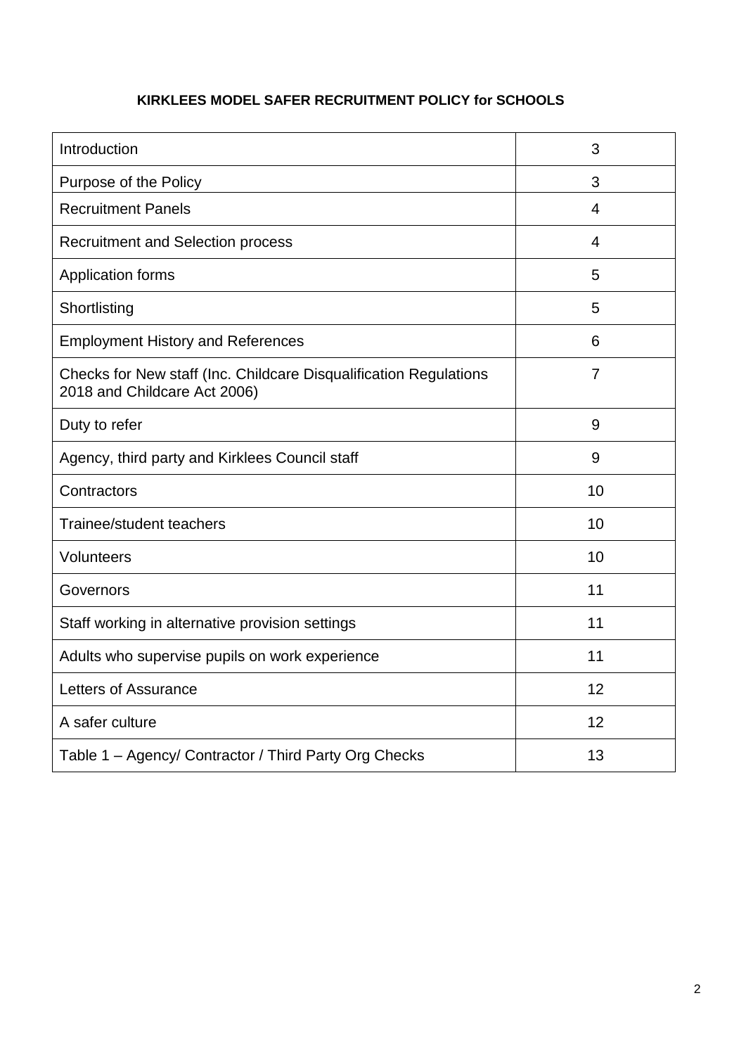**KIRKLEES MODEL SAFER RECRUITMENT POLICY for SCHOOLS**

| | |
|---|---|
| Introduction | 3 |
| Purpose of the Policy | 3 |
| Recruitment Panels | 4 |
| Recruitment and Selection process | 4 |
| Application forms | 5 |
| Shortlisting | 5 |
| Employment History and References | 6 |
| Checks for New staff (Inc. Childcare Disqualification Regulations 2018 and Childcare Act 2006) | 7 |
| Duty to refer | 9 |
| Agency, third party and Kirklees Council staff | 9 |
| Contractors | 10 |
| Trainee/student teachers | 10 |
| Volunteers | 10 |
| Governors | 11 |
| Staff working in alternative provision settings | 11 |
| Adults who supervise pupils on work experience | 11 |
| Letters of Assurance | 12 |
| A safer culture | 12 |
| Table 1 – Agency/ Contractor / Third Party Org Checks | 13 |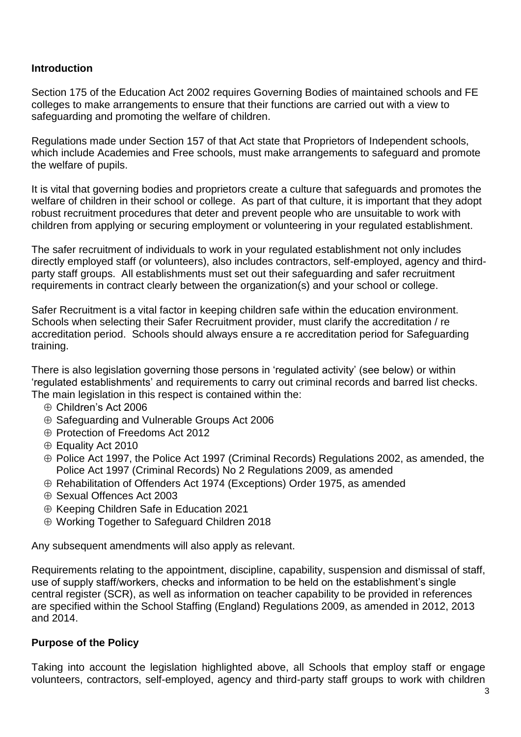## Introduction

Section 175 of the Education Act 2002 requires Governing Bodies of maintained schools and FE colleges to make arrangements to ensure that their functions are carried out with a view to safeguarding and promoting the welfare of children.

Regulations made under Section 157 of that Act state that Proprietors of Independent schools, which include Academies and Free schools, must make arrangements to safeguard and promote the welfare of pupils.

It is vital that governing bodies and proprietors create a culture that safeguards and promotes the welfare of children in their school or college. As part of that culture, it is important that they adopt robust recruitment procedures that deter and prevent people who are unsuitable to work with children from applying or securing employment or volunteering in your regulated establishment.

The safer recruitment of individuals to work in your regulated establishment not only includes directly employed staff (or volunteers), also includes contractors, self-employed, agency and third-party staff groups. All establishments must set out their safeguarding and safer recruitment requirements in contract clearly between the organization(s) and your school or college.

Safer Recruitment is a vital factor in keeping children safe within the education environment. Schools when selecting their Safer Recruitment provider, must clarify the accreditation / re accreditation period. Schools should always ensure a re accreditation period for Safeguarding training.

There is also legislation governing those persons in 'regulated activity' (see below) or within 'regulated establishments' and requirements to carry out criminal records and barred list checks. The main legislation in this respect is contained within the:

- Children's Act 2006
- Safeguarding and Vulnerable Groups Act 2006
- Protection of Freedoms Act 2012
- Equality Act 2010
- Police Act 1997, the Police Act 1997 (Criminal Records) Regulations 2002, as amended, the Police Act 1997 (Criminal Records) No 2 Regulations 2009, as amended
- Rehabilitation of Offenders Act 1974 (Exceptions) Order 1975, as amended
- Sexual Offences Act 2003
- Keeping Children Safe in Education 2021
- Working Together to Safeguard Children 2018

Any subsequent amendments will also apply as relevant.

Requirements relating to the appointment, discipline, capability, suspension and dismissal of staff, use of supply staff/workers, checks and information to be held on the establishment's single central register (SCR), as well as information on teacher capability to be provided in references are specified within the School Staffing (England) Regulations 2009, as amended in 2012, 2013 and 2014.

## Purpose of the Policy

Taking into account the legislation highlighted above, all Schools that employ staff or engage volunteers, contractors, self-employed, agency and third-party staff groups to work with children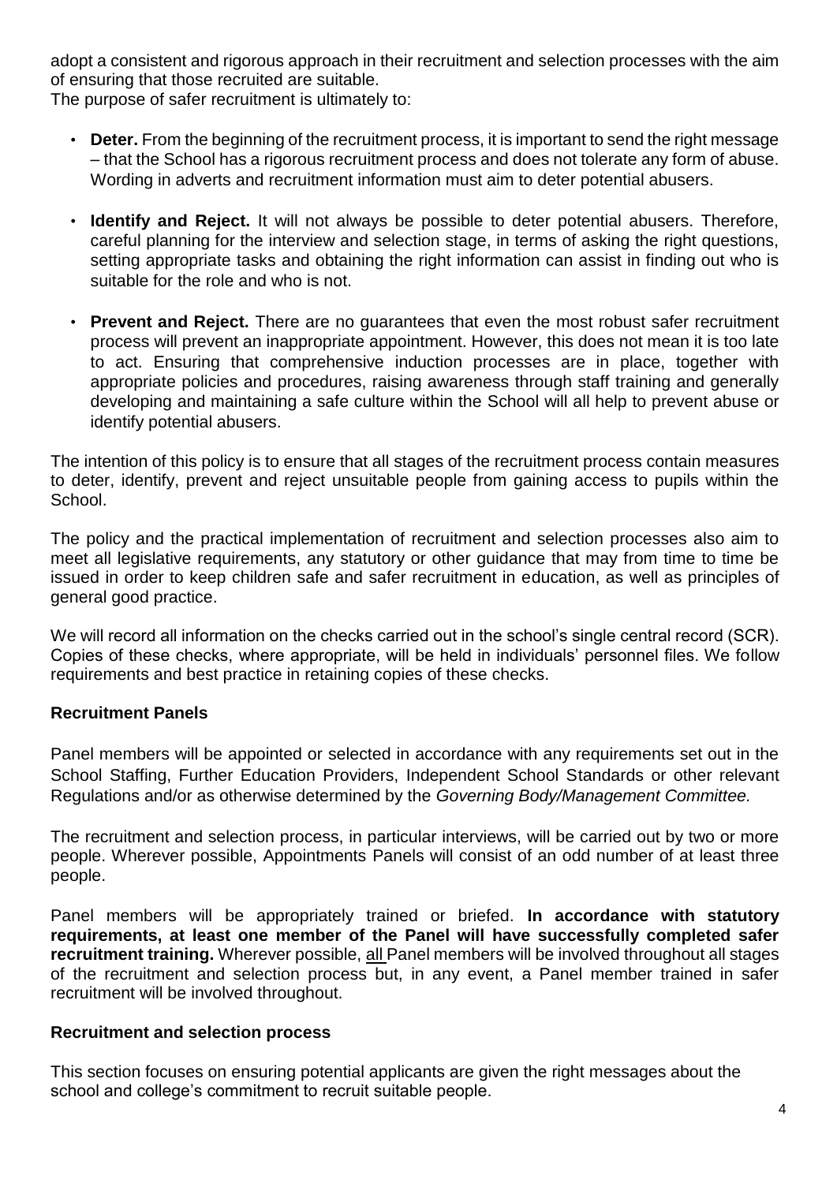adopt a consistent and rigorous approach in their recruitment and selection processes with the aim of ensuring that those recruited are suitable.
The purpose of safer recruitment is ultimately to:

- **Deter.** From the beginning of the recruitment process, it is important to send the right message – that the School has a rigorous recruitment process and does not tolerate any form of abuse. Wording in adverts and recruitment information must aim to deter potential abusers.

- **Identify and Reject.** It will not always be possible to deter potential abusers. Therefore, careful planning for the interview and selection stage, in terms of asking the right questions, setting appropriate tasks and obtaining the right information can assist in finding out who is suitable for the role and who is not.

- **Prevent and Reject.** There are no guarantees that even the most robust safer recruitment process will prevent an inappropriate appointment. However, this does not mean it is too late to act. Ensuring that comprehensive induction processes are in place, together with appropriate policies and procedures, raising awareness through staff training and generally developing and maintaining a safe culture within the School will all help to prevent abuse or identify potential abusers.

The intention of this policy is to ensure that all stages of the recruitment process contain measures to deter, identify, prevent and reject unsuitable people from gaining access to pupils within the School.

The policy and the practical implementation of recruitment and selection processes also aim to meet all legislative requirements, any statutory or other guidance that may from time to time be issued in order to keep children safe and safer recruitment in education, as well as principles of general good practice.

We will record all information on the checks carried out in the school's single central record (SCR). Copies of these checks, where appropriate, will be held in individuals' personnel files. We follow requirements and best practice in retaining copies of these checks.

### Recruitment Panels

Panel members will be appointed or selected in accordance with any requirements set out in the School Staffing, Further Education Providers, Independent School Standards or other relevant Regulations and/or as otherwise determined by the *Governing Body/Management Committee.*

The recruitment and selection process, in particular interviews, will be carried out by two or more people. Wherever possible, Appointments Panels will consist of an odd number of at least three people.

Panel members will be appropriately trained or briefed. **In accordance with statutory requirements, at least one member of the Panel will have successfully completed safer recruitment training.** Wherever possible, <u>all</u> Panel members will be involved throughout all stages of the recruitment and selection process but, in any event, a Panel member trained in safer recruitment will be involved throughout.

### Recruitment and selection process

This section focuses on ensuring potential applicants are given the right messages about the school and college's commitment to recruit suitable people.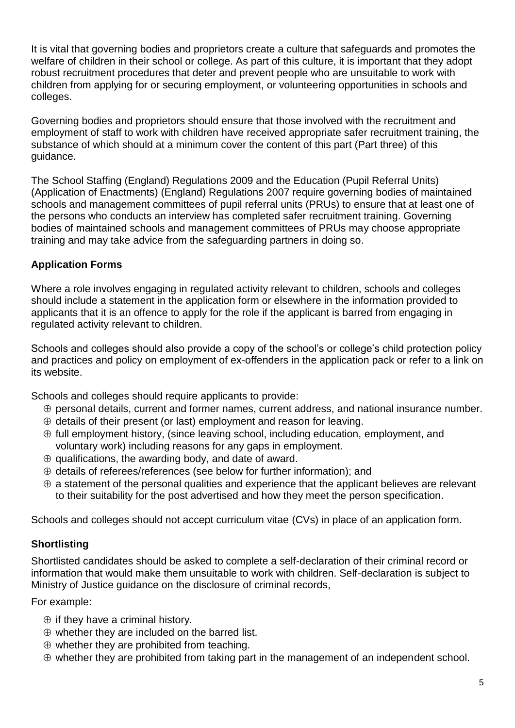It is vital that governing bodies and proprietors create a culture that safeguards and promotes the welfare of children in their school or college. As part of this culture, it is important that they adopt robust recruitment procedures that deter and prevent people who are unsuitable to work with children from applying for or securing employment, or volunteering opportunities in schools and colleges.

Governing bodies and proprietors should ensure that those involved with the recruitment and employment of staff to work with children have received appropriate safer recruitment training, the substance of which should at a minimum cover the content of this part (Part three) of this guidance.

The School Staffing (England) Regulations 2009 and the Education (Pupil Referral Units) (Application of Enactments) (England) Regulations 2007 require governing bodies of maintained schools and management committees of pupil referral units (PRUs) to ensure that at least one of the persons who conducts an interview has completed safer recruitment training. Governing bodies of maintained schools and management committees of PRUs may choose appropriate training and may take advice from the safeguarding partners in doing so.

### Application Forms

Where a role involves engaging in regulated activity relevant to children, schools and colleges should include a statement in the application form or elsewhere in the information provided to applicants that it is an offence to apply for the role if the applicant is barred from engaging in regulated activity relevant to children.

Schools and colleges should also provide a copy of the school's or college's child protection policy and practices and policy on employment of ex-offenders in the application pack or refer to a link on its website.

Schools and colleges should require applicants to provide:

- personal details, current and former names, current address, and national insurance number.
- details of their present (or last) employment and reason for leaving.
- full employment history, (since leaving school, including education, employment, and voluntary work) including reasons for any gaps in employment.
- qualifications, the awarding body, and date of award.
- details of referees/references (see below for further information); and
- a statement of the personal qualities and experience that the applicant believes are relevant to their suitability for the post advertised and how they meet the person specification.

Schools and colleges should not accept curriculum vitae (CVs) in place of an application form.

### Shortlisting

Shortlisted candidates should be asked to complete a self-declaration of their criminal record or information that would make them unsuitable to work with children. Self-declaration is subject to Ministry of Justice guidance on the disclosure of criminal records,

For example:

- if they have a criminal history.
- whether they are included on the barred list.
- whether they are prohibited from teaching.
- whether they are prohibited from taking part in the management of an independent school.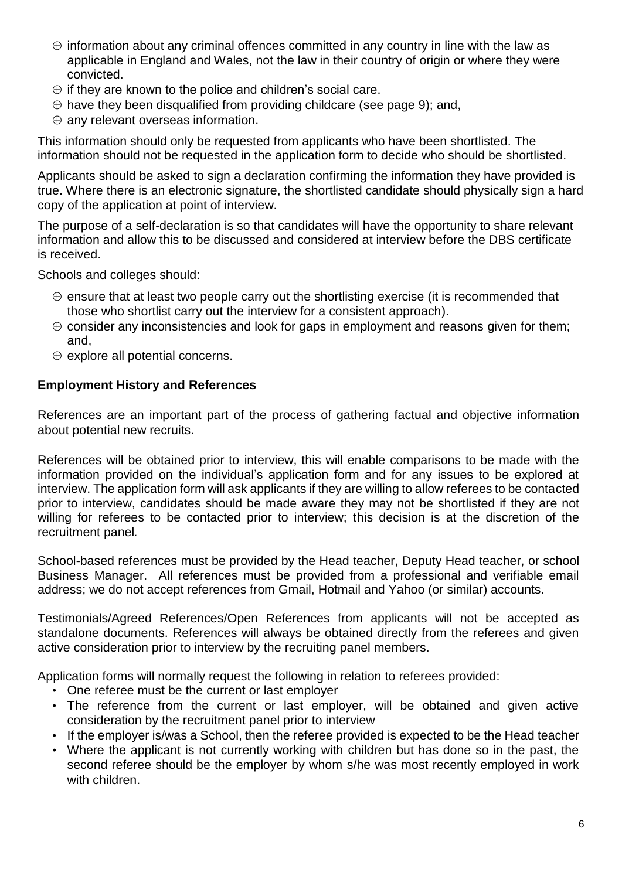- information about any criminal offences committed in any country in line with the law as applicable in England and Wales, not the law in their country of origin or where they were convicted.
- if they are known to the police and children's social care.
- have they been disqualified from providing childcare (see page 9); and,
- any relevant overseas information.

This information should only be requested from applicants who have been shortlisted. The information should not be requested in the application form to decide who should be shortlisted.

Applicants should be asked to sign a declaration confirming the information they have provided is true. Where there is an electronic signature, the shortlisted candidate should physically sign a hard copy of the application at point of interview.

The purpose of a self-declaration is so that candidates will have the opportunity to share relevant information and allow this to be discussed and considered at interview before the DBS certificate is received.

Schools and colleges should:

- ensure that at least two people carry out the shortlisting exercise (it is recommended that those who shortlist carry out the interview for a consistent approach).
- consider any inconsistencies and look for gaps in employment and reasons given for them; and,
- explore all potential concerns.

**Employment History and References**

References are an important part of the process of gathering factual and objective information about potential new recruits.

References will be obtained prior to interview, this will enable comparisons to be made with the information provided on the individual's application form and for any issues to be explored at interview. The application form will ask applicants if they are willing to allow referees to be contacted prior to interview, candidates should be made aware they may not be shortlisted if they are not willing for referees to be contacted prior to interview; this decision is at the discretion of the recruitment panel*.*

School-based references must be provided by the Head teacher, Deputy Head teacher, or school Business Manager. All references must be provided from a professional and verifiable email address; we do not accept references from Gmail, Hotmail and Yahoo (or similar) accounts.

Testimonials/Agreed References/Open References from applicants will not be accepted as standalone documents. References will always be obtained directly from the referees and given active consideration prior to interview by the recruiting panel members.

Application forms will normally request the following in relation to referees provided:

- One referee must be the current or last employer
- The reference from the current or last employer, will be obtained and given active consideration by the recruitment panel prior to interview
- If the employer is/was a School, then the referee provided is expected to be the Head teacher
- Where the applicant is not currently working with children but has done so in the past, the second referee should be the employer by whom s/he was most recently employed in work with children.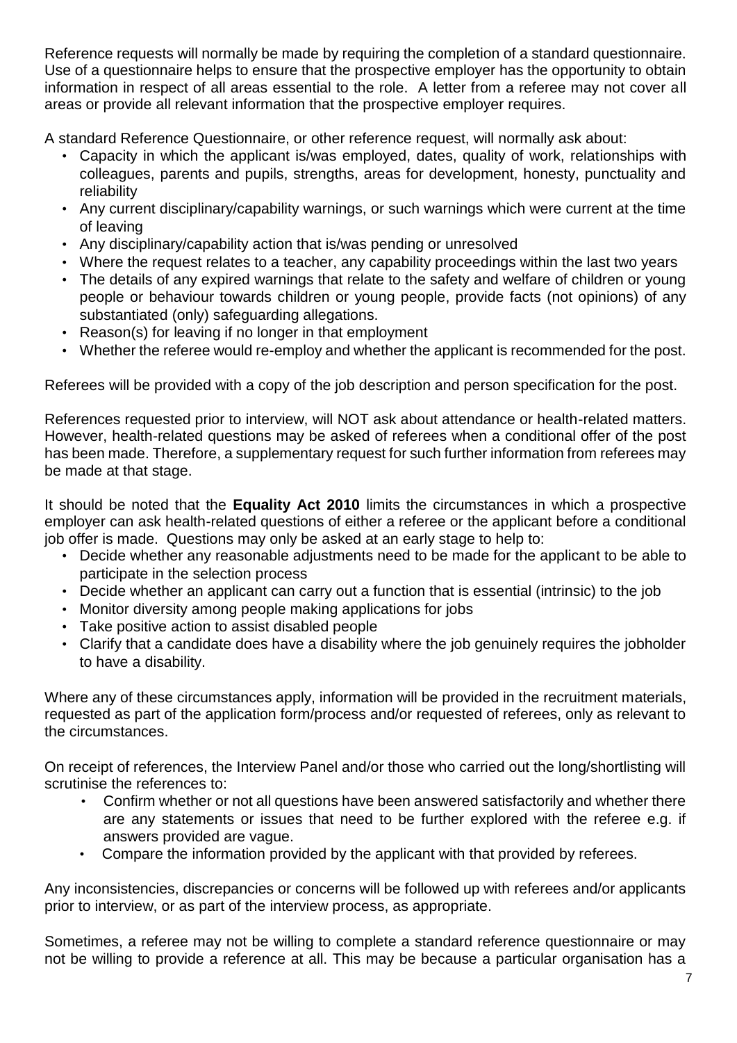Reference requests will normally be made by requiring the completion of a standard questionnaire. Use of a questionnaire helps to ensure that the prospective employer has the opportunity to obtain information in respect of all areas essential to the role. A letter from a referee may not cover all areas or provide all relevant information that the prospective employer requires.

A standard Reference Questionnaire, or other reference request, will normally ask about:

- Capacity in which the applicant is/was employed, dates, quality of work, relationships with colleagues, parents and pupils, strengths, areas for development, honesty, punctuality and reliability
- Any current disciplinary/capability warnings, or such warnings which were current at the time of leaving
- Any disciplinary/capability action that is/was pending or unresolved
- Where the request relates to a teacher, any capability proceedings within the last two years
- The details of any expired warnings that relate to the safety and welfare of children or young people or behaviour towards children or young people, provide facts (not opinions) of any substantiated (only) safeguarding allegations.
- Reason(s) for leaving if no longer in that employment
- Whether the referee would re-employ and whether the applicant is recommended for the post.

Referees will be provided with a copy of the job description and person specification for the post.

References requested prior to interview, will NOT ask about attendance or health-related matters. However, health-related questions may be asked of referees when a conditional offer of the post has been made. Therefore, a supplementary request for such further information from referees may be made at that stage.

It should be noted that the **Equality Act 2010** limits the circumstances in which a prospective employer can ask health-related questions of either a referee or the applicant before a conditional job offer is made. Questions may only be asked at an early stage to help to:

- Decide whether any reasonable adjustments need to be made for the applicant to be able to participate in the selection process
- Decide whether an applicant can carry out a function that is essential (intrinsic) to the job
- Monitor diversity among people making applications for jobs
- Take positive action to assist disabled people
- Clarify that a candidate does have a disability where the job genuinely requires the jobholder to have a disability.

Where any of these circumstances apply, information will be provided in the recruitment materials, requested as part of the application form/process and/or requested of referees, only as relevant to the circumstances.

On receipt of references, the Interview Panel and/or those who carried out the long/shortlisting will scrutinise the references to:

- Confirm whether or not all questions have been answered satisfactorily and whether there are any statements or issues that need to be further explored with the referee e.g. if answers provided are vague.
- Compare the information provided by the applicant with that provided by referees.

Any inconsistencies, discrepancies or concerns will be followed up with referees and/or applicants prior to interview, or as part of the interview process, as appropriate.

Sometimes, a referee may not be willing to complete a standard reference questionnaire or may not be willing to provide a reference at all. This may be because a particular organisation has a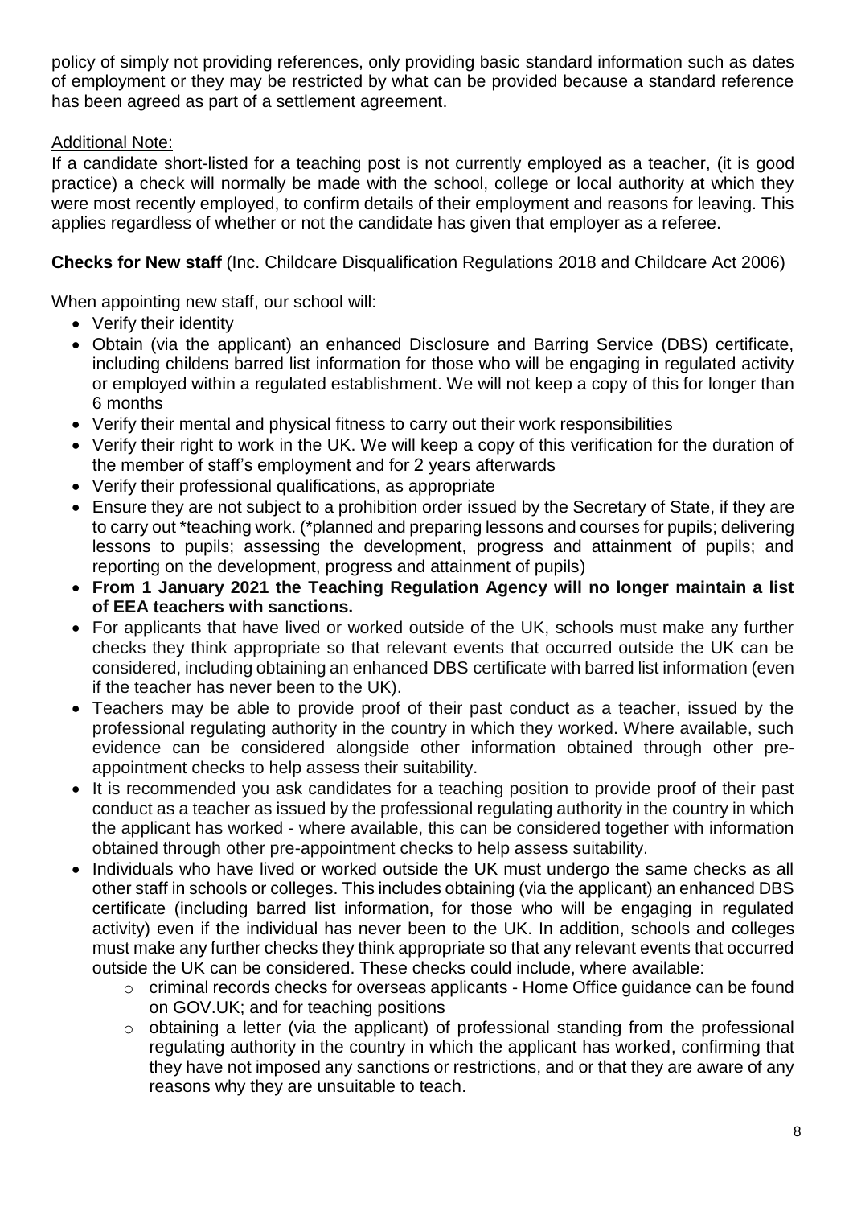policy of simply not providing references, only providing basic standard information such as dates of employment or they may be restricted by what can be provided because a standard reference has been agreed as part of a settlement agreement.

Additional Note:

If a candidate short-listed for a teaching post is not currently employed as a teacher, (it is good practice) a check will normally be made with the school, college or local authority at which they were most recently employed, to confirm details of their employment and reasons for leaving. This applies regardless of whether or not the candidate has given that employer as a referee.

**Checks for New staff** (Inc. Childcare Disqualification Regulations 2018 and Childcare Act 2006)

When appointing new staff, our school will:

- Verify their identity
- Obtain (via the applicant) an enhanced Disclosure and Barring Service (DBS) certificate, including childens barred list information for those who will be engaging in regulated activity or employed within a regulated establishment. We will not keep a copy of this for longer than 6 months
- Verify their mental and physical fitness to carry out their work responsibilities
- Verify their right to work in the UK. We will keep a copy of this verification for the duration of the member of staff's employment and for 2 years afterwards
- Verify their professional qualifications, as appropriate
- Ensure they are not subject to a prohibition order issued by the Secretary of State, if they are to carry out *teaching work. (*planned and preparing lessons and courses for pupils; delivering lessons to pupils; assessing the development, progress and attainment of pupils; and reporting on the development, progress and attainment of pupils)
- **From 1 January 2021 the Teaching Regulation Agency will no longer maintain a list of EEA teachers with sanctions.**
- For applicants that have lived or worked outside of the UK, schools must make any further checks they think appropriate so that relevant events that occurred outside the UK can be considered, including obtaining an enhanced DBS certificate with barred list information (even if the teacher has never been to the UK).
- Teachers may be able to provide proof of their past conduct as a teacher, issued by the professional regulating authority in the country in which they worked. Where available, such evidence can be considered alongside other information obtained through other pre-appointment checks to help assess their suitability.
- It is recommended you ask candidates for a teaching position to provide proof of their past conduct as a teacher as issued by the professional regulating authority in the country in which the applicant has worked - where available, this can be considered together with information obtained through other pre-appointment checks to help assess suitability.
- Individuals who have lived or worked outside the UK must undergo the same checks as all other staff in schools or colleges. This includes obtaining (via the applicant) an enhanced DBS certificate (including barred list information, for those who will be engaging in regulated activity) even if the individual has never been to the UK. In addition, schools and colleges must make any further checks they think appropriate so that any relevant events that occurred outside the UK can be considered. These checks could include, where available:
    - criminal records checks for overseas applicants - Home Office guidance can be found on GOV.UK; and for teaching positions
    - obtaining a letter (via the applicant) of professional standing from the professional regulating authority in the country in which the applicant has worked, confirming that they have not imposed any sanctions or restrictions, and or that they are aware of any reasons why they are unsuitable to teach.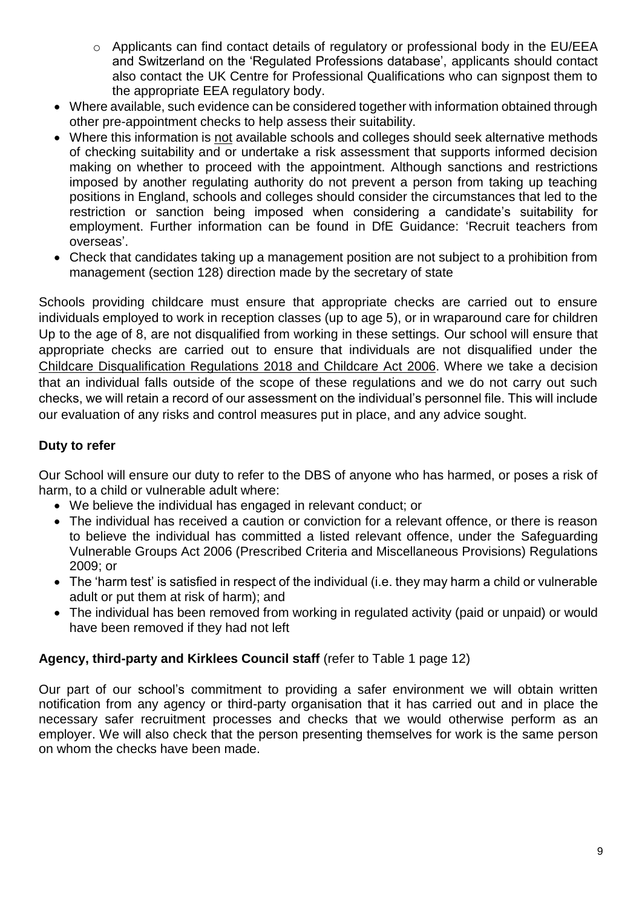- Applicants can find contact details of regulatory or professional body in the EU/EEA and Switzerland on the 'Regulated Professions database', applicants should contact also contact the UK Centre for Professional Qualifications who can signpost them to the appropriate EEA regulatory body.
- Where available, such evidence can be considered together with information obtained through other pre-appointment checks to help assess their suitability.
- Where this information is not available schools and colleges should seek alternative methods of checking suitability and or undertake a risk assessment that supports informed decision making on whether to proceed with the appointment. Although sanctions and restrictions imposed by another regulating authority do not prevent a person from taking up teaching positions in England, schools and colleges should consider the circumstances that led to the restriction or sanction being imposed when considering a candidate's suitability for employment. Further information can be found in DfE Guidance: 'Recruit teachers from overseas'.
- Check that candidates taking up a management position are not subject to a prohibition from management (section 128) direction made by the secretary of state

Schools providing childcare must ensure that appropriate checks are carried out to ensure individuals employed to work in reception classes (up to age 5), or in wraparound care for children Up to the age of 8, are not disqualified from working in these settings. Our school will ensure that appropriate checks are carried out to ensure that individuals are not disqualified under the Childcare Disqualification Regulations 2018 and Childcare Act 2006. Where we take a decision that an individual falls outside of the scope of these regulations and we do not carry out such checks, we will retain a record of our assessment on the individual's personnel file. This will include our evaluation of any risks and control measures put in place, and any advice sought.

**Duty to refer**

Our School will ensure our duty to refer to the DBS of anyone who has harmed, or poses a risk of harm, to a child or vulnerable adult where:

- We believe the individual has engaged in relevant conduct; or
- The individual has received a caution or conviction for a relevant offence, or there is reason to believe the individual has committed a listed relevant offence, under the Safeguarding Vulnerable Groups Act 2006 (Prescribed Criteria and Miscellaneous Provisions) Regulations 2009; or
- The 'harm test' is satisfied in respect of the individual (i.e. they may harm a child or vulnerable adult or put them at risk of harm); and
- The individual has been removed from working in regulated activity (paid or unpaid) or would have been removed if they had not left

**Agency, third-party and Kirklees Council staff** (refer to Table 1 page 12)

Our part of our school's commitment to providing a safer environment we will obtain written notification from any agency or third-party organisation that it has carried out and in place the necessary safer recruitment processes and checks that we would otherwise perform as an employer. We will also check that the person presenting themselves for work is the same person on whom the checks have been made.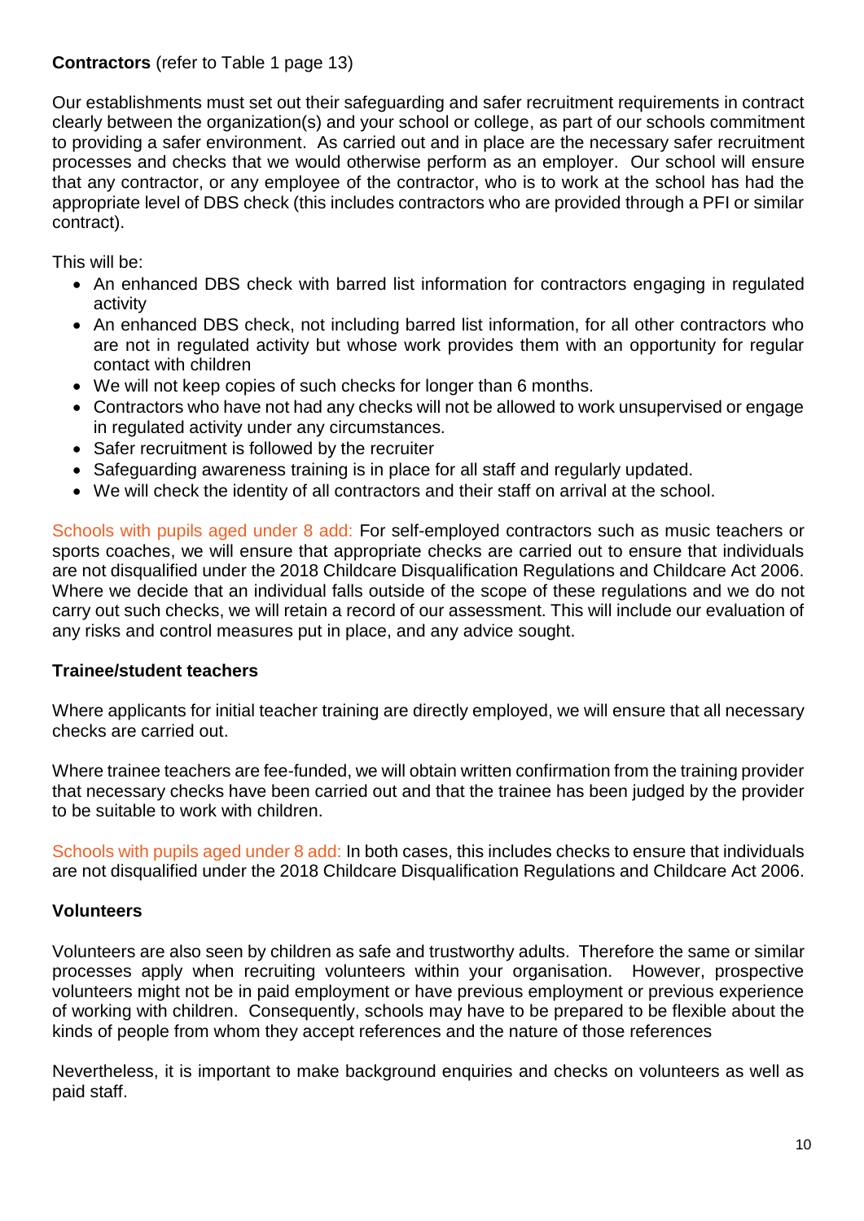**Contractors** (refer to Table 1 page 13)

Our establishments must set out their safeguarding and safer recruitment requirements in contract clearly between the organization(s) and your school or college, as part of our schools commitment to providing a safer environment. As carried out and in place are the necessary safer recruitment processes and checks that we would otherwise perform as an employer. Our school will ensure that any contractor, or any employee of the contractor, who is to work at the school has had the appropriate level of DBS check (this includes contractors who are provided through a PFI or similar contract).

This will be:

- An enhanced DBS check with barred list information for contractors engaging in regulated activity
- An enhanced DBS check, not including barred list information, for all other contractors who are not in regulated activity but whose work provides them with an opportunity for regular contact with children
- We will not keep copies of such checks for longer than 6 months.
- Contractors who have not had any checks will not be allowed to work unsupervised or engage in regulated activity under any circumstances.
- Safer recruitment is followed by the recruiter
- Safeguarding awareness training is in place for all staff and regularly updated.
- We will check the identity of all contractors and their staff on arrival at the school.

Schools with pupils aged under 8 add: For self-employed contractors such as music teachers or sports coaches, we will ensure that appropriate checks are carried out to ensure that individuals are not disqualified under the 2018 Childcare Disqualification Regulations and Childcare Act 2006. Where we decide that an individual falls outside of the scope of these regulations and we do not carry out such checks, we will retain a record of our assessment. This will include our evaluation of any risks and control measures put in place, and any advice sought.

**Trainee/student teachers**

Where applicants for initial teacher training are directly employed, we will ensure that all necessary checks are carried out.

Where trainee teachers are fee-funded, we will obtain written confirmation from the training provider that necessary checks have been carried out and that the trainee has been judged by the provider to be suitable to work with children.

Schools with pupils aged under 8 add: In both cases, this includes checks to ensure that individuals are not disqualified under the 2018 Childcare Disqualification Regulations and Childcare Act 2006.

**Volunteers**

Volunteers are also seen by children as safe and trustworthy adults. Therefore the same or similar processes apply when recruiting volunteers within your organisation. However, prospective volunteers might not be in paid employment or have previous employment or previous experience of working with children. Consequently, schools may have to be prepared to be flexible about the kinds of people from whom they accept references and the nature of those references

Nevertheless, it is important to make background enquiries and checks on volunteers as well as paid staff.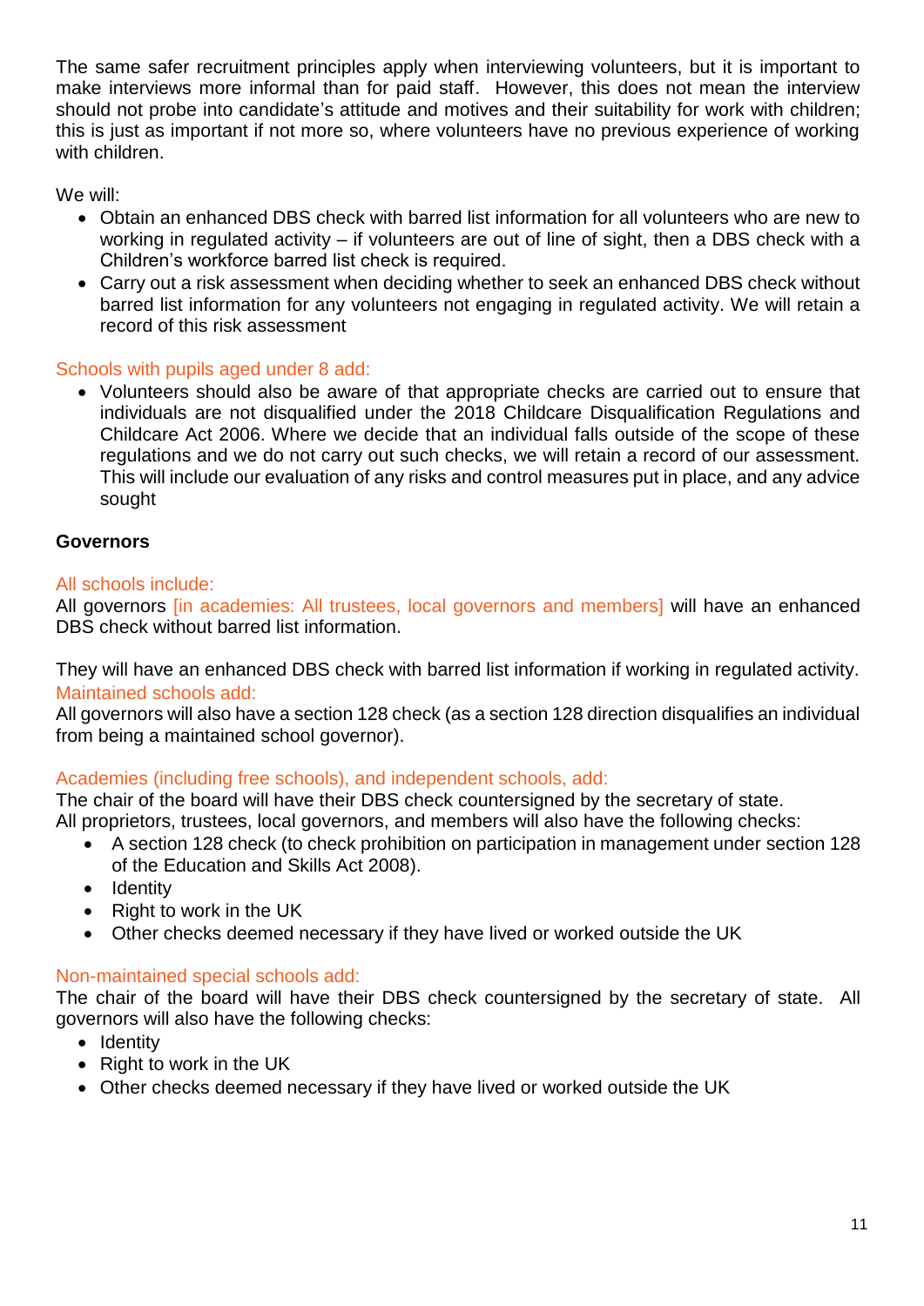The same safer recruitment principles apply when interviewing volunteers, but it is important to make interviews more informal than for paid staff. However, this does not mean the interview should not probe into candidate's attitude and motives and their suitability for work with children; this is just as important if not more so, where volunteers have no previous experience of working with children.

We will:

- Obtain an enhanced DBS check with barred list information for all volunteers who are new to working in regulated activity – if volunteers are out of line of sight, then a DBS check with a Children's workforce barred list check is required.
- Carry out a risk assessment when deciding whether to seek an enhanced DBS check without barred list information for any volunteers not engaging in regulated activity. We will retain a record of this risk assessment

Schools with pupils aged under 8 add:

- Volunteers should also be aware of that appropriate checks are carried out to ensure that individuals are not disqualified under the 2018 Childcare Disqualification Regulations and Childcare Act 2006. Where we decide that an individual falls outside of the scope of these regulations and we do not carry out such checks, we will retain a record of our assessment. This will include our evaluation of any risks and control measures put in place, and any advice sought

**Governors**

All schools include:

All governors [in academies: All trustees, local governors and members] will have an enhanced DBS check without barred list information.

They will have an enhanced DBS check with barred list information if working in regulated activity.

Maintained schools add:

All governors will also have a section 128 check (as a section 128 direction disqualifies an individual from being a maintained school governor).

Academies (including free schools), and independent schools, add:

The chair of the board will have their DBS check countersigned by the secretary of state.
All proprietors, trustees, local governors, and members will also have the following checks:

- A section 128 check (to check prohibition on participation in management under section 128 of the Education and Skills Act 2008).
- Identity
- Right to work in the UK
- Other checks deemed necessary if they have lived or worked outside the UK

Non-maintained special schools add:

The chair of the board will have their DBS check countersigned by the secretary of state. All governors will also have the following checks:

- Identity
- Right to work in the UK
- Other checks deemed necessary if they have lived or worked outside the UK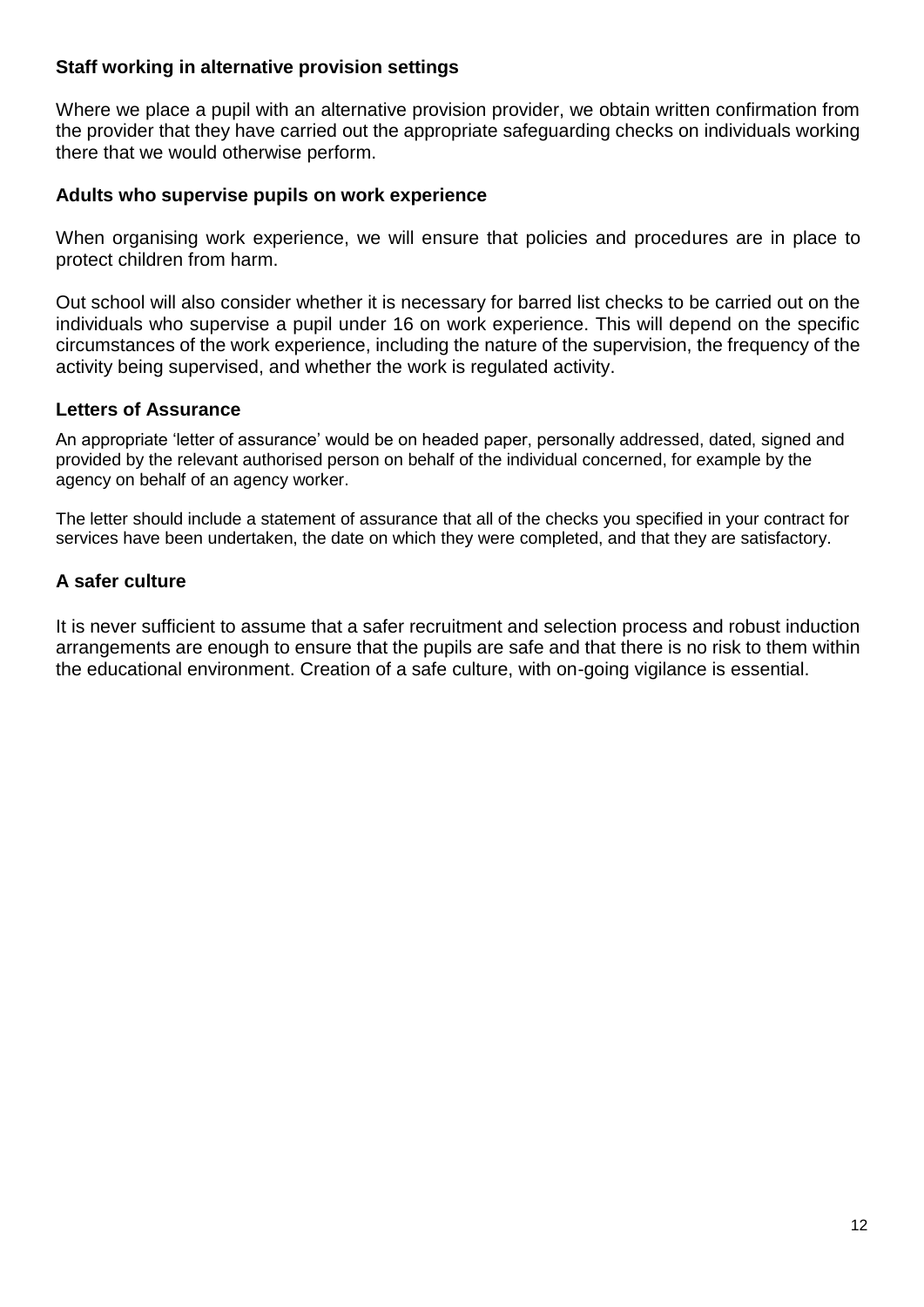### Staff working in alternative provision settings

Where we place a pupil with an alternative provision provider, we obtain written confirmation from the provider that they have carried out the appropriate safeguarding checks on individuals working there that we would otherwise perform.

### Adults who supervise pupils on work experience

When organising work experience, we will ensure that policies and procedures are in place to protect children from harm.

Out school will also consider whether it is necessary for barred list checks to be carried out on the individuals who supervise a pupil under 16 on work experience. This will depend on the specific circumstances of the work experience, including the nature of the supervision, the frequency of the activity being supervised, and whether the work is regulated activity.

### Letters of Assurance

An appropriate 'letter of assurance' would be on headed paper, personally addressed, dated, signed and provided by the relevant authorised person on behalf of the individual concerned, for example by the agency on behalf of an agency worker.

The letter should include a statement of assurance that all of the checks you specified in your contract for services have been undertaken, the date on which they were completed, and that they are satisfactory.

### A safer culture

It is never sufficient to assume that a safer recruitment and selection process and robust induction arrangements are enough to ensure that the pupils are safe and that there is no risk to them within the educational environment. Creation of a safe culture, with on-going vigilance is essential.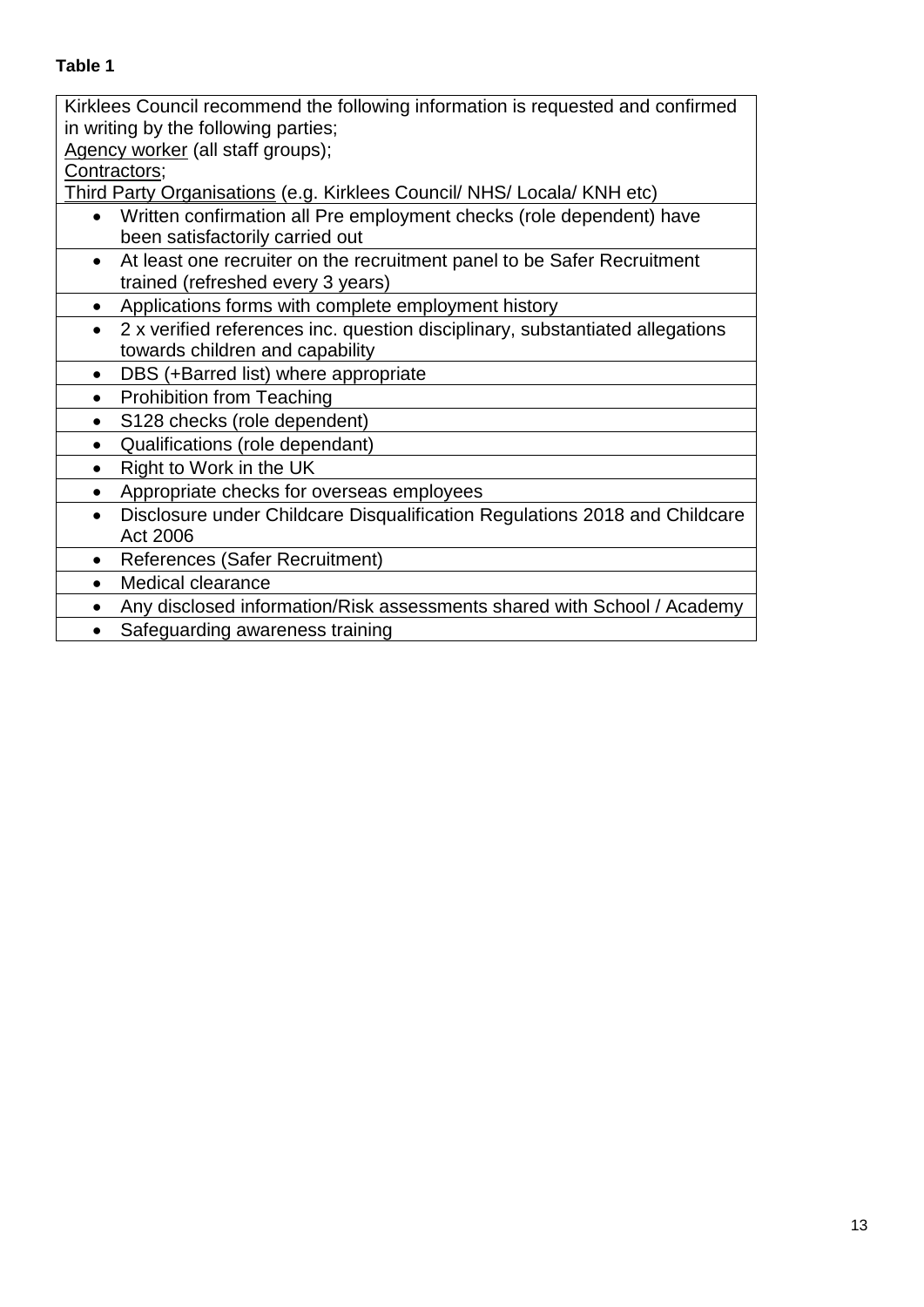**Table 1**

| |
|---|
| Kirklees Council recommend the following information is requested and confirmed in writing by the following parties;<br>Agency worker (all staff groups);<br>Contractors;<br>Third Party Organisations (e.g. Kirklees Council/ NHS/ Locala/ KNH etc) |
| • Written confirmation all Pre employment checks (role dependent) have been satisfactorily carried out |
| • At least one recruiter on the recruitment panel to be Safer Recruitment trained (refreshed every 3 years) |
| • Applications forms with complete employment history |
| • 2 x verified references inc. question disciplinary, substantiated allegations towards children and capability |
| • DBS (+Barred list) where appropriate |
| • Prohibition from Teaching |
| • S128 checks (role dependent) |
| • Qualifications (role dependant) |
| • Right to Work in the UK |
| • Appropriate checks for overseas employees |
| • Disclosure under Childcare Disqualification Regulations 2018 and Childcare Act 2006 |
| • References (Safer Recruitment) |
| • Medical clearance |
| • Any disclosed information/Risk assessments shared with School / Academy |
| • Safeguarding awareness training |